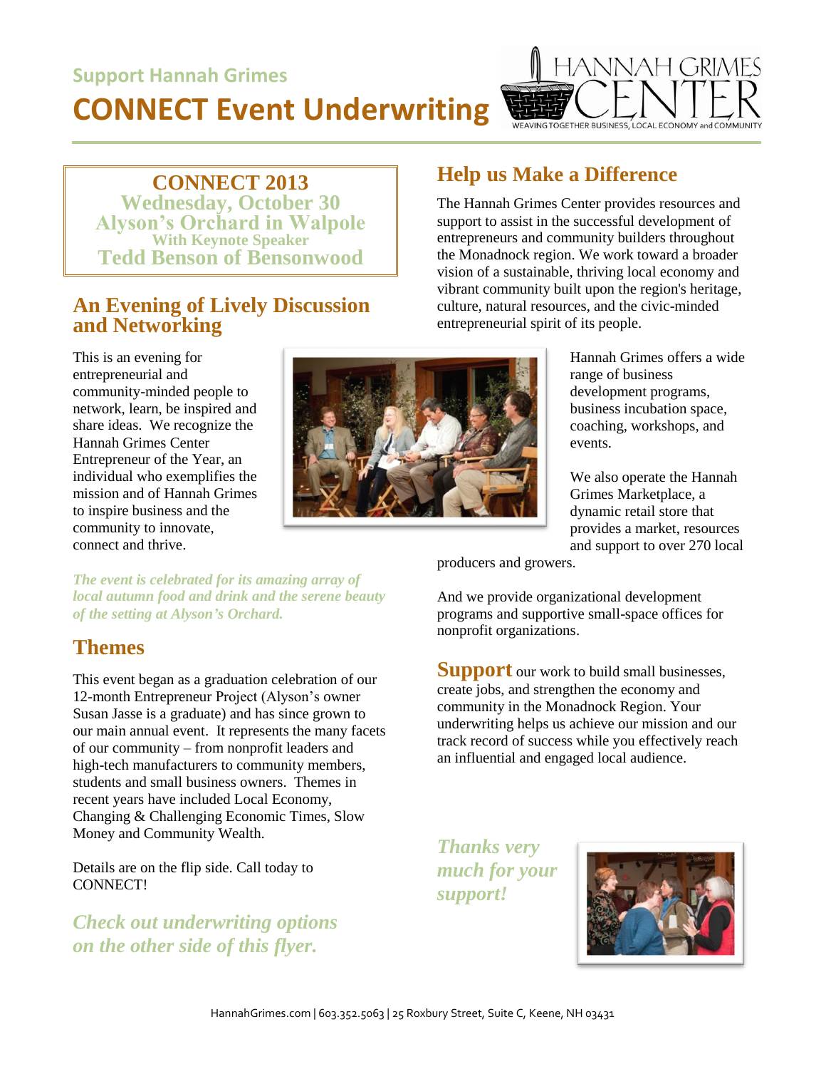Support Hannah Grimes

# CONNECT Event Underwriting

HANNAH GRIMES CENTER
WEAVING TOGETHER BUSINESS, LOCAL ECONOMY and COMMUNITY

**CONNECT 2013**
**Wednesday, October 30**
**Alyson's Orchard in Walpole**
**With Keynote Speaker**
**Tedd Benson of Bensonwood**

## An Evening of Lively Discussion and Networking

This is an evening for entrepreneurial and community-minded people to network, learn, be inspired and share ideas. We recognize the Hannah Grimes Center Entrepreneur of the Year, an individual who exemplifies the mission and of Hannah Grimes to inspire business and the community to innovate, connect and thrive.

*The event is celebrated for its amazing array of local autumn food and drink and the serene beauty of the setting at Alyson's Orchard.*

## Themes

This event began as a graduation celebration of our 12-month Entrepreneur Project (Alyson's owner Susan Jasse is a graduate) and has since grown to our main annual event. It represents the many facets of our community – from nonprofit leaders and high-tech manufacturers to community members, students and small business owners. Themes in recent years have included Local Economy, Changing & Challenging Economic Times, Slow Money and Community Wealth.

Details are on the flip side. Call today to CONNECT!

***Check out underwriting options on the other side of this flyer.***

## Help us Make a Difference

The Hannah Grimes Center provides resources and support to assist in the successful development of entrepreneurs and community builders throughout the Monadnock region. We work toward a broader vision of a sustainable, thriving local economy and vibrant community built upon the region's heritage, culture, natural resources, and the civic-minded entrepreneurial spirit of its people.

Hannah Grimes offers a wide range of business development programs, business incubation space, coaching, workshops, and events.

We also operate the Hannah Grimes Marketplace, a dynamic retail store that provides a market, resources and support to over 270 local producers and growers.

And we provide organizational development programs and supportive small-space offices for nonprofit organizations.

**Support** our work to build small businesses, create jobs, and strengthen the economy and community in the Monadnock Region. Your underwriting helps us achieve our mission and our track record of success while you effectively reach an influential and engaged local audience.

***Thanks very much for your support!***

HannahGrimes.com | 603.352.5063 | 25 Roxbury Street, Suite C, Keene, NH 03431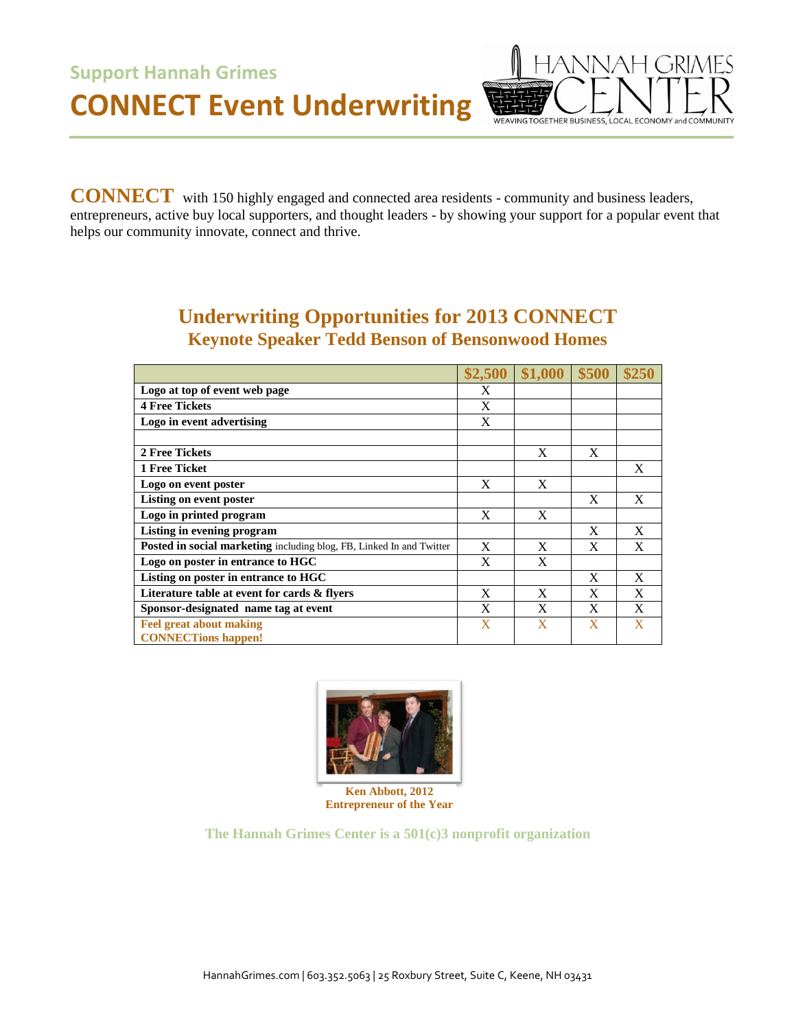## Support Hannah Grimes

# CONNECT Event Underwriting

HANNAH GRIMES CENTER
WEAVING TOGETHER BUSINESS, LOCAL ECONOMY and COMMUNITY

**CONNECT** with 150 highly engaged and connected area residents - community and business leaders, entrepreneurs, active buy local supporters, and thought leaders - by showing your support for a popular event that helps our community innovate, connect and thrive.

## Underwriting Opportunities for 2013 CONNECT

### Keynote Speaker Tedd Benson of Bensonwood Homes

| | $2,500 | $1,000 | $500 | $250 |
|---|---|---|---|---|
| **Logo at top of event web page** | X | | | |
| **4 Free Tickets** | X | | | |
| **Logo in event advertising** | X | | | |
| | | | | |
| **2 Free Tickets** | | X | X | |
| **1 Free Ticket** | | | | X |
| **Logo on event poster** | X | X | | |
| **Listing on event poster** | | | X | X |
| **Logo in printed program** | X | X | | |
| **Listing in evening program** | | | X | X |
| **Posted in social marketing** including blog, FB, Linked In and Twitter | X | X | X | X |
| **Logo on poster in entrance to HGC** | X | X | | |
| **Listing on poster in entrance to HGC** | | | X | X |
| **Literature table at event for cards & flyers** | X | X | X | X |
| **Sponsor-designated name tag at event** | X | X | X | X |
| **Feel great about making CONNECTions happen!** | X | X | X | X |

**Ken Abbott, 2012 Entrepreneur of the Year**

**The Hannah Grimes Center is a 501(c)3 nonprofit organization**

HannahGrimes.com | 603.352.5063 | 25 Roxbury Street, Suite C, Keene, NH 03431